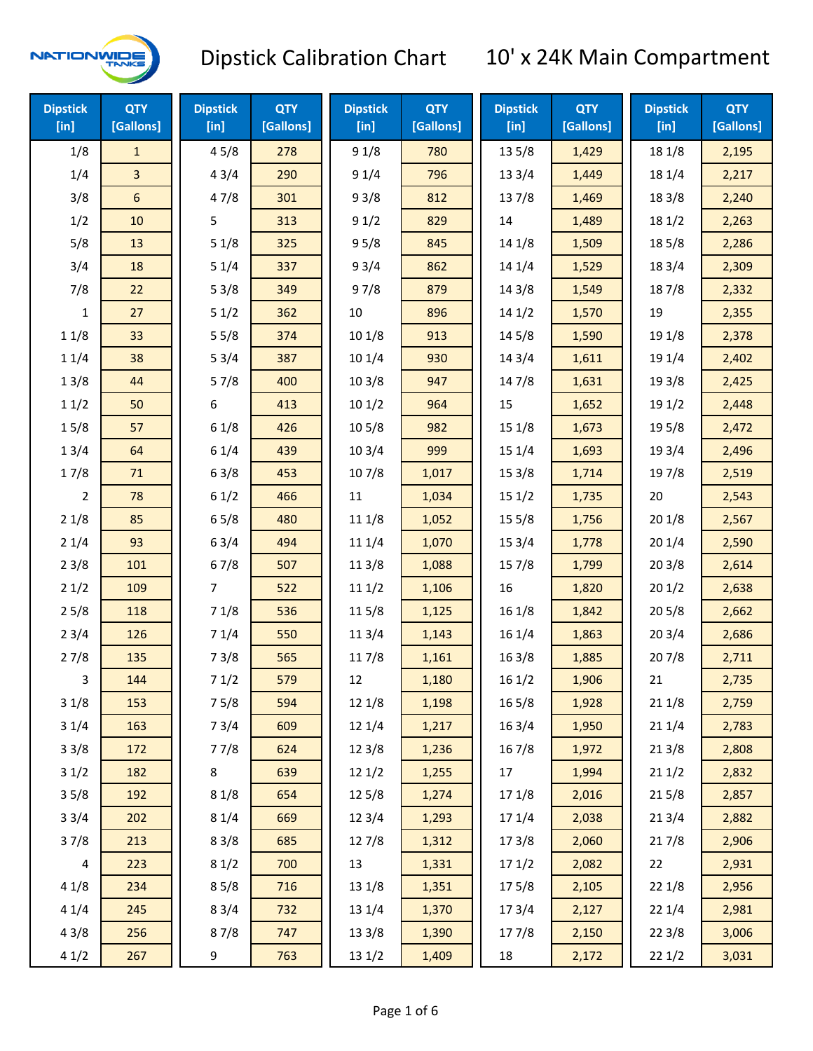# Dipstick Calibration Chart — 10' x 24K Main Compartment

| Dipstick [in] | QTY [Gallons] | Dipstick [in] | QTY [Gallons] | Dipstick [in] | QTY [Gallons] | Dipstick [in] | QTY [Gallons] | Dipstick [in] | QTY [Gallons] |
|---|---|---|---|---|---|---|---|---|---|
| 1/8 | 1 | 4 5/8 | 278 | 9 1/8 | 780 | 13 5/8 | 1,429 | 18 1/8 | 2,195 |
| 1/4 | 3 | 4 3/4 | 290 | 9 1/4 | 796 | 13 3/4 | 1,449 | 18 1/4 | 2,217 |
| 3/8 | 6 | 4 7/8 | 301 | 9 3/8 | 812 | 13 7/8 | 1,469 | 18 3/8 | 2,240 |
| 1/2 | 10 | 5 | 313 | 9 1/2 | 829 | 14 | 1,489 | 18 1/2 | 2,263 |
| 5/8 | 13 | 5 1/8 | 325 | 9 5/8 | 845 | 14 1/8 | 1,509 | 18 5/8 | 2,286 |
| 3/4 | 18 | 5 1/4 | 337 | 9 3/4 | 862 | 14 1/4 | 1,529 | 18 3/4 | 2,309 |
| 7/8 | 22 | 5 3/8 | 349 | 9 7/8 | 879 | 14 3/8 | 1,549 | 18 7/8 | 2,332 |
| 1 | 27 | 5 1/2 | 362 | 10 | 896 | 14 1/2 | 1,570 | 19 | 2,355 |
| 1 1/8 | 33 | 5 5/8 | 374 | 10 1/8 | 913 | 14 5/8 | 1,590 | 19 1/8 | 2,378 |
| 1 1/4 | 38 | 5 3/4 | 387 | 10 1/4 | 930 | 14 3/4 | 1,611 | 19 1/4 | 2,402 |
| 1 3/8 | 44 | 5 7/8 | 400 | 10 3/8 | 947 | 14 7/8 | 1,631 | 19 3/8 | 2,425 |
| 1 1/2 | 50 | 6 | 413 | 10 1/2 | 964 | 15 | 1,652 | 19 1/2 | 2,448 |
| 1 5/8 | 57 | 6 1/8 | 426 | 10 5/8 | 982 | 15 1/8 | 1,673 | 19 5/8 | 2,472 |
| 1 3/4 | 64 | 6 1/4 | 439 | 10 3/4 | 999 | 15 1/4 | 1,693 | 19 3/4 | 2,496 |
| 1 7/8 | 71 | 6 3/8 | 453 | 10 7/8 | 1,017 | 15 3/8 | 1,714 | 19 7/8 | 2,519 |
| 2 | 78 | 6 1/2 | 466 | 11 | 1,034 | 15 1/2 | 1,735 | 20 | 2,543 |
| 2 1/8 | 85 | 6 5/8 | 480 | 11 1/8 | 1,052 | 15 5/8 | 1,756 | 20 1/8 | 2,567 |
| 2 1/4 | 93 | 6 3/4 | 494 | 11 1/4 | 1,070 | 15 3/4 | 1,778 | 20 1/4 | 2,590 |
| 2 3/8 | 101 | 6 7/8 | 507 | 11 3/8 | 1,088 | 15 7/8 | 1,799 | 20 3/8 | 2,614 |
| 2 1/2 | 109 | 7 | 522 | 11 1/2 | 1,106 | 16 | 1,820 | 20 1/2 | 2,638 |
| 2 5/8 | 118 | 7 1/8 | 536 | 11 5/8 | 1,125 | 16 1/8 | 1,842 | 20 5/8 | 2,662 |
| 2 3/4 | 126 | 7 1/4 | 550 | 11 3/4 | 1,143 | 16 1/4 | 1,863 | 20 3/4 | 2,686 |
| 2 7/8 | 135 | 7 3/8 | 565 | 11 7/8 | 1,161 | 16 3/8 | 1,885 | 20 7/8 | 2,711 |
| 3 | 144 | 7 1/2 | 579 | 12 | 1,180 | 16 1/2 | 1,906 | 21 | 2,735 |
| 3 1/8 | 153 | 7 5/8 | 594 | 12 1/8 | 1,198 | 16 5/8 | 1,928 | 21 1/8 | 2,759 |
| 3 1/4 | 163 | 7 3/4 | 609 | 12 1/4 | 1,217 | 16 3/4 | 1,950 | 21 1/4 | 2,783 |
| 3 3/8 | 172 | 7 7/8 | 624 | 12 3/8 | 1,236 | 16 7/8 | 1,972 | 21 3/8 | 2,808 |
| 3 1/2 | 182 | 8 | 639 | 12 1/2 | 1,255 | 17 | 1,994 | 21 1/2 | 2,832 |
| 3 5/8 | 192 | 8 1/8 | 654 | 12 5/8 | 1,274 | 17 1/8 | 2,016 | 21 5/8 | 2,857 |
| 3 3/4 | 202 | 8 1/4 | 669 | 12 3/4 | 1,293 | 17 1/4 | 2,038 | 21 3/4 | 2,882 |
| 3 7/8 | 213 | 8 3/8 | 685 | 12 7/8 | 1,312 | 17 3/8 | 2,060 | 21 7/8 | 2,906 |
| 4 | 223 | 8 1/2 | 700 | 13 | 1,331 | 17 1/2 | 2,082 | 22 | 2,931 |
| 4 1/8 | 234 | 8 5/8 | 716 | 13 1/8 | 1,351 | 17 5/8 | 2,105 | 22 1/8 | 2,956 |
| 4 1/4 | 245 | 8 3/4 | 732 | 13 1/4 | 1,370 | 17 3/4 | 2,127 | 22 1/4 | 2,981 |
| 4 3/8 | 256 | 8 7/8 | 747 | 13 3/8 | 1,390 | 17 7/8 | 2,150 | 22 3/8 | 3,006 |
| 4 1/2 | 267 | 9 | 763 | 13 1/2 | 1,409 | 18 | 2,172 | 22 1/2 | 3,031 |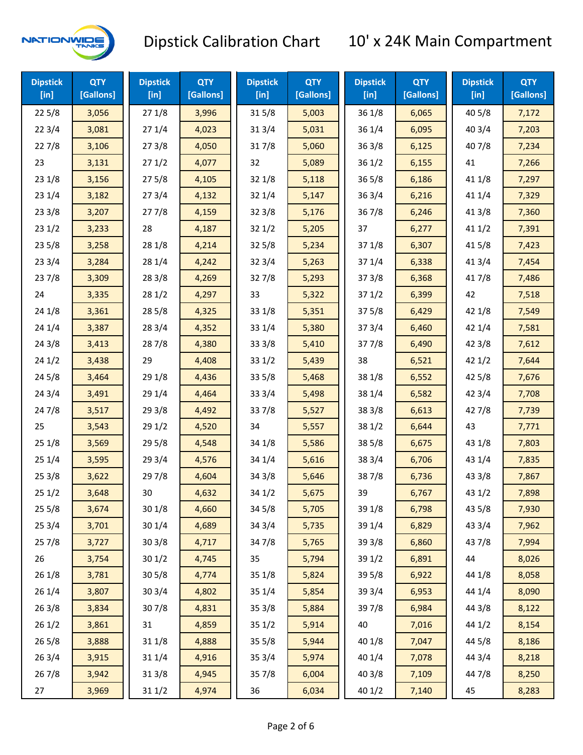# Dipstick Calibration Chart — 10' x 24K Main Compartment

| Dipstick [in] | QTY [Gallons] | Dipstick [in] | QTY [Gallons] | Dipstick [in] | QTY [Gallons] | Dipstick [in] | QTY [Gallons] | Dipstick [in] | QTY [Gallons] |
|---|---|---|---|---|---|---|---|---|---|
| 22 5/8 | 3,056 | 27 1/8 | 3,996 | 31 5/8 | 5,003 | 36 1/8 | 6,065 | 40 5/8 | 7,172 |
| 22 3/4 | 3,081 | 27 1/4 | 4,023 | 31 3/4 | 5,031 | 36 1/4 | 6,095 | 40 3/4 | 7,203 |
| 22 7/8 | 3,106 | 27 3/8 | 4,050 | 31 7/8 | 5,060 | 36 3/8 | 6,125 | 40 7/8 | 7,234 |
| 23 | 3,131 | 27 1/2 | 4,077 | 32 | 5,089 | 36 1/2 | 6,155 | 41 | 7,266 |
| 23 1/8 | 3,156 | 27 5/8 | 4,105 | 32 1/8 | 5,118 | 36 5/8 | 6,186 | 41 1/8 | 7,297 |
| 23 1/4 | 3,182 | 27 3/4 | 4,132 | 32 1/4 | 5,147 | 36 3/4 | 6,216 | 41 1/4 | 7,329 |
| 23 3/8 | 3,207 | 27 7/8 | 4,159 | 32 3/8 | 5,176 | 36 7/8 | 6,246 | 41 3/8 | 7,360 |
| 23 1/2 | 3,233 | 28 | 4,187 | 32 1/2 | 5,205 | 37 | 6,277 | 41 1/2 | 7,391 |
| 23 5/8 | 3,258 | 28 1/8 | 4,214 | 32 5/8 | 5,234 | 37 1/8 | 6,307 | 41 5/8 | 7,423 |
| 23 3/4 | 3,284 | 28 1/4 | 4,242 | 32 3/4 | 5,263 | 37 1/4 | 6,338 | 41 3/4 | 7,454 |
| 23 7/8 | 3,309 | 28 3/8 | 4,269 | 32 7/8 | 5,293 | 37 3/8 | 6,368 | 41 7/8 | 7,486 |
| 24 | 3,335 | 28 1/2 | 4,297 | 33 | 5,322 | 37 1/2 | 6,399 | 42 | 7,518 |
| 24 1/8 | 3,361 | 28 5/8 | 4,325 | 33 1/8 | 5,351 | 37 5/8 | 6,429 | 42 1/8 | 7,549 |
| 24 1/4 | 3,387 | 28 3/4 | 4,352 | 33 1/4 | 5,380 | 37 3/4 | 6,460 | 42 1/4 | 7,581 |
| 24 3/8 | 3,413 | 28 7/8 | 4,380 | 33 3/8 | 5,410 | 37 7/8 | 6,490 | 42 3/8 | 7,612 |
| 24 1/2 | 3,438 | 29 | 4,408 | 33 1/2 | 5,439 | 38 | 6,521 | 42 1/2 | 7,644 |
| 24 5/8 | 3,464 | 29 1/8 | 4,436 | 33 5/8 | 5,468 | 38 1/8 | 6,552 | 42 5/8 | 7,676 |
| 24 3/4 | 3,491 | 29 1/4 | 4,464 | 33 3/4 | 5,498 | 38 1/4 | 6,582 | 42 3/4 | 7,708 |
| 24 7/8 | 3,517 | 29 3/8 | 4,492 | 33 7/8 | 5,527 | 38 3/8 | 6,613 | 42 7/8 | 7,739 |
| 25 | 3,543 | 29 1/2 | 4,520 | 34 | 5,557 | 38 1/2 | 6,644 | 43 | 7,771 |
| 25 1/8 | 3,569 | 29 5/8 | 4,548 | 34 1/8 | 5,586 | 38 5/8 | 6,675 | 43 1/8 | 7,803 |
| 25 1/4 | 3,595 | 29 3/4 | 4,576 | 34 1/4 | 5,616 | 38 3/4 | 6,706 | 43 1/4 | 7,835 |
| 25 3/8 | 3,622 | 29 7/8 | 4,604 | 34 3/8 | 5,646 | 38 7/8 | 6,736 | 43 3/8 | 7,867 |
| 25 1/2 | 3,648 | 30 | 4,632 | 34 1/2 | 5,675 | 39 | 6,767 | 43 1/2 | 7,898 |
| 25 5/8 | 3,674 | 30 1/8 | 4,660 | 34 5/8 | 5,705 | 39 1/8 | 6,798 | 43 5/8 | 7,930 |
| 25 3/4 | 3,701 | 30 1/4 | 4,689 | 34 3/4 | 5,735 | 39 1/4 | 6,829 | 43 3/4 | 7,962 |
| 25 7/8 | 3,727 | 30 3/8 | 4,717 | 34 7/8 | 5,765 | 39 3/8 | 6,860 | 43 7/8 | 7,994 |
| 26 | 3,754 | 30 1/2 | 4,745 | 35 | 5,794 | 39 1/2 | 6,891 | 44 | 8,026 |
| 26 1/8 | 3,781 | 30 5/8 | 4,774 | 35 1/8 | 5,824 | 39 5/8 | 6,922 | 44 1/8 | 8,058 |
| 26 1/4 | 3,807 | 30 3/4 | 4,802 | 35 1/4 | 5,854 | 39 3/4 | 6,953 | 44 1/4 | 8,090 |
| 26 3/8 | 3,834 | 30 7/8 | 4,831 | 35 3/8 | 5,884 | 39 7/8 | 6,984 | 44 3/8 | 8,122 |
| 26 1/2 | 3,861 | 31 | 4,859 | 35 1/2 | 5,914 | 40 | 7,016 | 44 1/2 | 8,154 |
| 26 5/8 | 3,888 | 31 1/8 | 4,888 | 35 5/8 | 5,944 | 40 1/8 | 7,047 | 44 5/8 | 8,186 |
| 26 3/4 | 3,915 | 31 1/4 | 4,916 | 35 3/4 | 5,974 | 40 1/4 | 7,078 | 44 3/4 | 8,218 |
| 26 7/8 | 3,942 | 31 3/8 | 4,945 | 35 7/8 | 6,004 | 40 3/8 | 7,109 | 44 7/8 | 8,250 |
| 27 | 3,969 | 31 1/2 | 4,974 | 36 | 6,034 | 40 1/2 | 7,140 | 45 | 8,283 |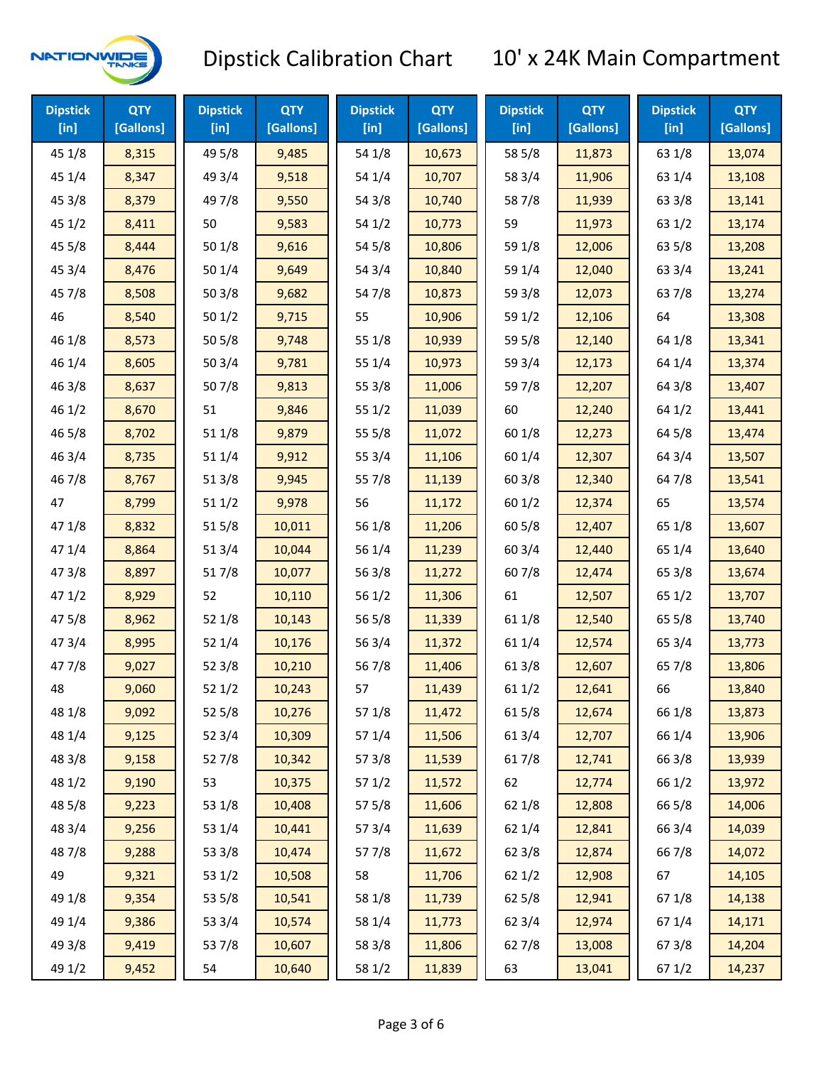# Dipstick Calibration Chart — 10' x 24K Main Compartment

NATIONWIDE TANKS

| Dipstick [in] | QTY [Gallons] | Dipstick [in] | QTY [Gallons] | Dipstick [in] | QTY [Gallons] | Dipstick [in] | QTY [Gallons] | Dipstick [in] | QTY [Gallons] |
|---|---|---|---|---|---|---|---|---|---|
| 45 1/8 | 8,315 | 49 5/8 | 9,485 | 54 1/8 | 10,673 | 58 5/8 | 11,873 | 63 1/8 | 13,074 |
| 45 1/4 | 8,347 | 49 3/4 | 9,518 | 54 1/4 | 10,707 | 58 3/4 | 11,906 | 63 1/4 | 13,108 |
| 45 3/8 | 8,379 | 49 7/8 | 9,550 | 54 3/8 | 10,740 | 58 7/8 | 11,939 | 63 3/8 | 13,141 |
| 45 1/2 | 8,411 | 50 | 9,583 | 54 1/2 | 10,773 | 59 | 11,973 | 63 1/2 | 13,174 |
| 45 5/8 | 8,444 | 50 1/8 | 9,616 | 54 5/8 | 10,806 | 59 1/8 | 12,006 | 63 5/8 | 13,208 |
| 45 3/4 | 8,476 | 50 1/4 | 9,649 | 54 3/4 | 10,840 | 59 1/4 | 12,040 | 63 3/4 | 13,241 |
| 45 7/8 | 8,508 | 50 3/8 | 9,682 | 54 7/8 | 10,873 | 59 3/8 | 12,073 | 63 7/8 | 13,274 |
| 46 | 8,540 | 50 1/2 | 9,715 | 55 | 10,906 | 59 1/2 | 12,106 | 64 | 13,308 |
| 46 1/8 | 8,573 | 50 5/8 | 9,748 | 55 1/8 | 10,939 | 59 5/8 | 12,140 | 64 1/8 | 13,341 |
| 46 1/4 | 8,605 | 50 3/4 | 9,781 | 55 1/4 | 10,973 | 59 3/4 | 12,173 | 64 1/4 | 13,374 |
| 46 3/8 | 8,637 | 50 7/8 | 9,813 | 55 3/8 | 11,006 | 59 7/8 | 12,207 | 64 3/8 | 13,407 |
| 46 1/2 | 8,670 | 51 | 9,846 | 55 1/2 | 11,039 | 60 | 12,240 | 64 1/2 | 13,441 |
| 46 5/8 | 8,702 | 51 1/8 | 9,879 | 55 5/8 | 11,072 | 60 1/8 | 12,273 | 64 5/8 | 13,474 |
| 46 3/4 | 8,735 | 51 1/4 | 9,912 | 55 3/4 | 11,106 | 60 1/4 | 12,307 | 64 3/4 | 13,507 |
| 46 7/8 | 8,767 | 51 3/8 | 9,945 | 55 7/8 | 11,139 | 60 3/8 | 12,340 | 64 7/8 | 13,541 |
| 47 | 8,799 | 51 1/2 | 9,978 | 56 | 11,172 | 60 1/2 | 12,374 | 65 | 13,574 |
| 47 1/8 | 8,832 | 51 5/8 | 10,011 | 56 1/8 | 11,206 | 60 5/8 | 12,407 | 65 1/8 | 13,607 |
| 47 1/4 | 8,864 | 51 3/4 | 10,044 | 56 1/4 | 11,239 | 60 3/4 | 12,440 | 65 1/4 | 13,640 |
| 47 3/8 | 8,897 | 51 7/8 | 10,077 | 56 3/8 | 11,272 | 60 7/8 | 12,474 | 65 3/8 | 13,674 |
| 47 1/2 | 8,929 | 52 | 10,110 | 56 1/2 | 11,306 | 61 | 12,507 | 65 1/2 | 13,707 |
| 47 5/8 | 8,962 | 52 1/8 | 10,143 | 56 5/8 | 11,339 | 61 1/8 | 12,540 | 65 5/8 | 13,740 |
| 47 3/4 | 8,995 | 52 1/4 | 10,176 | 56 3/4 | 11,372 | 61 1/4 | 12,574 | 65 3/4 | 13,773 |
| 47 7/8 | 9,027 | 52 3/8 | 10,210 | 56 7/8 | 11,406 | 61 3/8 | 12,607 | 65 7/8 | 13,806 |
| 48 | 9,060 | 52 1/2 | 10,243 | 57 | 11,439 | 61 1/2 | 12,641 | 66 | 13,840 |
| 48 1/8 | 9,092 | 52 5/8 | 10,276 | 57 1/8 | 11,472 | 61 5/8 | 12,674 | 66 1/8 | 13,873 |
| 48 1/4 | 9,125 | 52 3/4 | 10,309 | 57 1/4 | 11,506 | 61 3/4 | 12,707 | 66 1/4 | 13,906 |
| 48 3/8 | 9,158 | 52 7/8 | 10,342 | 57 3/8 | 11,539 | 61 7/8 | 12,741 | 66 3/8 | 13,939 |
| 48 1/2 | 9,190 | 53 | 10,375 | 57 1/2 | 11,572 | 62 | 12,774 | 66 1/2 | 13,972 |
| 48 5/8 | 9,223 | 53 1/8 | 10,408 | 57 5/8 | 11,606 | 62 1/8 | 12,808 | 66 5/8 | 14,006 |
| 48 3/4 | 9,256 | 53 1/4 | 10,441 | 57 3/4 | 11,639 | 62 1/4 | 12,841 | 66 3/4 | 14,039 |
| 48 7/8 | 9,288 | 53 3/8 | 10,474 | 57 7/8 | 11,672 | 62 3/8 | 12,874 | 66 7/8 | 14,072 |
| 49 | 9,321 | 53 1/2 | 10,508 | 58 | 11,706 | 62 1/2 | 12,908 | 67 | 14,105 |
| 49 1/8 | 9,354 | 53 5/8 | 10,541 | 58 1/8 | 11,739 | 62 5/8 | 12,941 | 67 1/8 | 14,138 |
| 49 1/4 | 9,386 | 53 3/4 | 10,574 | 58 1/4 | 11,773 | 62 3/4 | 12,974 | 67 1/4 | 14,171 |
| 49 3/8 | 9,419 | 53 7/8 | 10,607 | 58 3/8 | 11,806 | 62 7/8 | 13,008 | 67 3/8 | 14,204 |
| 49 1/2 | 9,452 | 54 | 10,640 | 58 1/2 | 11,839 | 63 | 13,041 | 67 1/2 | 14,237 |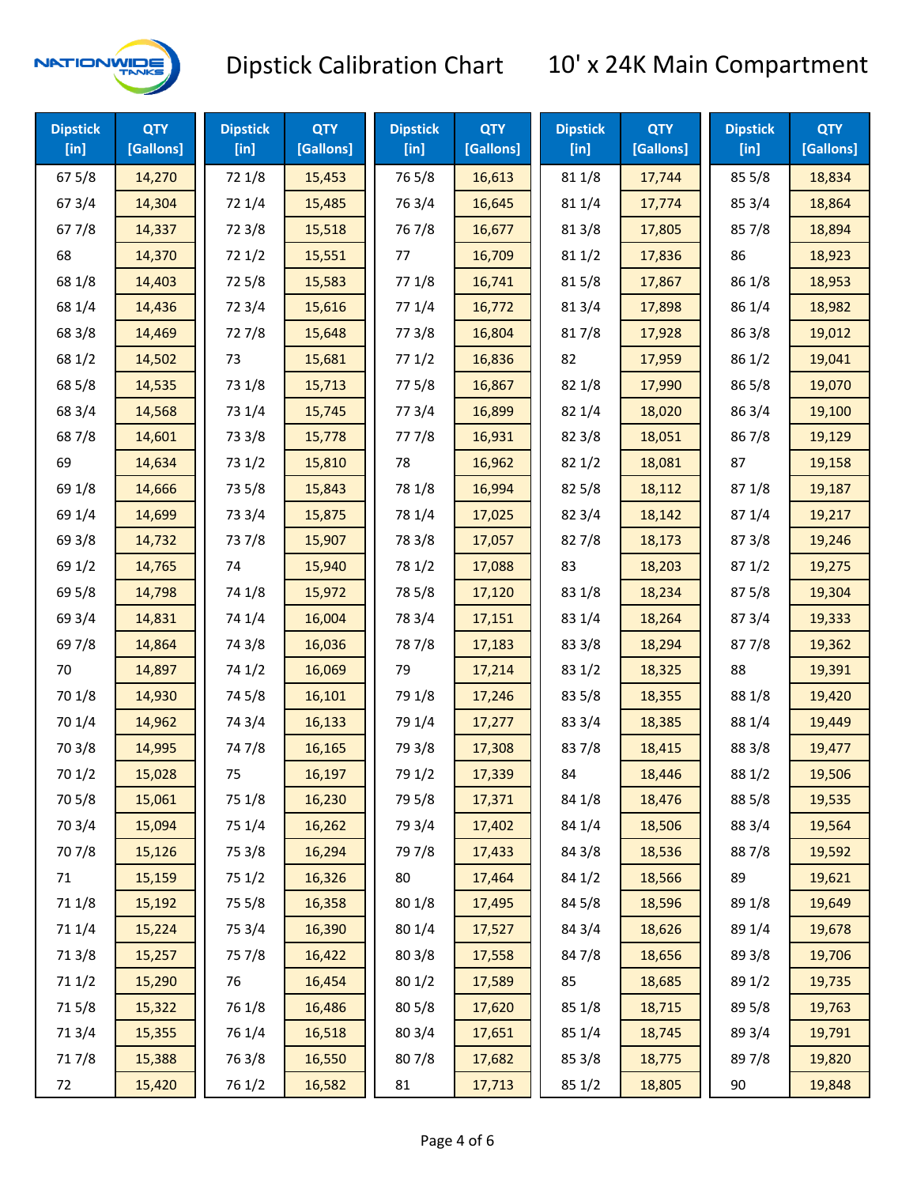# Dipstick Calibration Chart — 10' x 24K Main Compartment

| Dipstick [in] | QTY [Gallons] | Dipstick [in] | QTY [Gallons] | Dipstick [in] | QTY [Gallons] | Dipstick [in] | QTY [Gallons] | Dipstick [in] | QTY [Gallons] |
|---|---|---|---|---|---|---|---|---|---|
| 67 5/8 | 14,270 | 72 1/8 | 15,453 | 76 5/8 | 16,613 | 81 1/8 | 17,744 | 85 5/8 | 18,834 |
| 67 3/4 | 14,304 | 72 1/4 | 15,485 | 76 3/4 | 16,645 | 81 1/4 | 17,774 | 85 3/4 | 18,864 |
| 67 7/8 | 14,337 | 72 3/8 | 15,518 | 76 7/8 | 16,677 | 81 3/8 | 17,805 | 85 7/8 | 18,894 |
| 68 | 14,370 | 72 1/2 | 15,551 | 77 | 16,709 | 81 1/2 | 17,836 | 86 | 18,923 |
| 68 1/8 | 14,403 | 72 5/8 | 15,583 | 77 1/8 | 16,741 | 81 5/8 | 17,867 | 86 1/8 | 18,953 |
| 68 1/4 | 14,436 | 72 3/4 | 15,616 | 77 1/4 | 16,772 | 81 3/4 | 17,898 | 86 1/4 | 18,982 |
| 68 3/8 | 14,469 | 72 7/8 | 15,648 | 77 3/8 | 16,804 | 81 7/8 | 17,928 | 86 3/8 | 19,012 |
| 68 1/2 | 14,502 | 73 | 15,681 | 77 1/2 | 16,836 | 82 | 17,959 | 86 1/2 | 19,041 |
| 68 5/8 | 14,535 | 73 1/8 | 15,713 | 77 5/8 | 16,867 | 82 1/8 | 17,990 | 86 5/8 | 19,070 |
| 68 3/4 | 14,568 | 73 1/4 | 15,745 | 77 3/4 | 16,899 | 82 1/4 | 18,020 | 86 3/4 | 19,100 |
| 68 7/8 | 14,601 | 73 3/8 | 15,778 | 77 7/8 | 16,931 | 82 3/8 | 18,051 | 86 7/8 | 19,129 |
| 69 | 14,634 | 73 1/2 | 15,810 | 78 | 16,962 | 82 1/2 | 18,081 | 87 | 19,158 |
| 69 1/8 | 14,666 | 73 5/8 | 15,843 | 78 1/8 | 16,994 | 82 5/8 | 18,112 | 87 1/8 | 19,187 |
| 69 1/4 | 14,699 | 73 3/4 | 15,875 | 78 1/4 | 17,025 | 82 3/4 | 18,142 | 87 1/4 | 19,217 |
| 69 3/8 | 14,732 | 73 7/8 | 15,907 | 78 3/8 | 17,057 | 82 7/8 | 18,173 | 87 3/8 | 19,246 |
| 69 1/2 | 14,765 | 74 | 15,940 | 78 1/2 | 17,088 | 83 | 18,203 | 87 1/2 | 19,275 |
| 69 5/8 | 14,798 | 74 1/8 | 15,972 | 78 5/8 | 17,120 | 83 1/8 | 18,234 | 87 5/8 | 19,304 |
| 69 3/4 | 14,831 | 74 1/4 | 16,004 | 78 3/4 | 17,151 | 83 1/4 | 18,264 | 87 3/4 | 19,333 |
| 69 7/8 | 14,864 | 74 3/8 | 16,036 | 78 7/8 | 17,183 | 83 3/8 | 18,294 | 87 7/8 | 19,362 |
| 70 | 14,897 | 74 1/2 | 16,069 | 79 | 17,214 | 83 1/2 | 18,325 | 88 | 19,391 |
| 70 1/8 | 14,930 | 74 5/8 | 16,101 | 79 1/8 | 17,246 | 83 5/8 | 18,355 | 88 1/8 | 19,420 |
| 70 1/4 | 14,962 | 74 3/4 | 16,133 | 79 1/4 | 17,277 | 83 3/4 | 18,385 | 88 1/4 | 19,449 |
| 70 3/8 | 14,995 | 74 7/8 | 16,165 | 79 3/8 | 17,308 | 83 7/8 | 18,415 | 88 3/8 | 19,477 |
| 70 1/2 | 15,028 | 75 | 16,197 | 79 1/2 | 17,339 | 84 | 18,446 | 88 1/2 | 19,506 |
| 70 5/8 | 15,061 | 75 1/8 | 16,230 | 79 5/8 | 17,371 | 84 1/8 | 18,476 | 88 5/8 | 19,535 |
| 70 3/4 | 15,094 | 75 1/4 | 16,262 | 79 3/4 | 17,402 | 84 1/4 | 18,506 | 88 3/4 | 19,564 |
| 70 7/8 | 15,126 | 75 3/8 | 16,294 | 79 7/8 | 17,433 | 84 3/8 | 18,536 | 88 7/8 | 19,592 |
| 71 | 15,159 | 75 1/2 | 16,326 | 80 | 17,464 | 84 1/2 | 18,566 | 89 | 19,621 |
| 71 1/8 | 15,192 | 75 5/8 | 16,358 | 80 1/8 | 17,495 | 84 5/8 | 18,596 | 89 1/8 | 19,649 |
| 71 1/4 | 15,224 | 75 3/4 | 16,390 | 80 1/4 | 17,527 | 84 3/4 | 18,626 | 89 1/4 | 19,678 |
| 71 3/8 | 15,257 | 75 7/8 | 16,422 | 80 3/8 | 17,558 | 84 7/8 | 18,656 | 89 3/8 | 19,706 |
| 71 1/2 | 15,290 | 76 | 16,454 | 80 1/2 | 17,589 | 85 | 18,685 | 89 1/2 | 19,735 |
| 71 5/8 | 15,322 | 76 1/8 | 16,486 | 80 5/8 | 17,620 | 85 1/8 | 18,715 | 89 5/8 | 19,763 |
| 71 3/4 | 15,355 | 76 1/4 | 16,518 | 80 3/4 | 17,651 | 85 1/4 | 18,745 | 89 3/4 | 19,791 |
| 71 7/8 | 15,388 | 76 3/8 | 16,550 | 80 7/8 | 17,682 | 85 3/8 | 18,775 | 89 7/8 | 19,820 |
| 72 | 15,420 | 76 1/2 | 16,582 | 81 | 17,713 | 85 1/2 | 18,805 | 90 | 19,848 |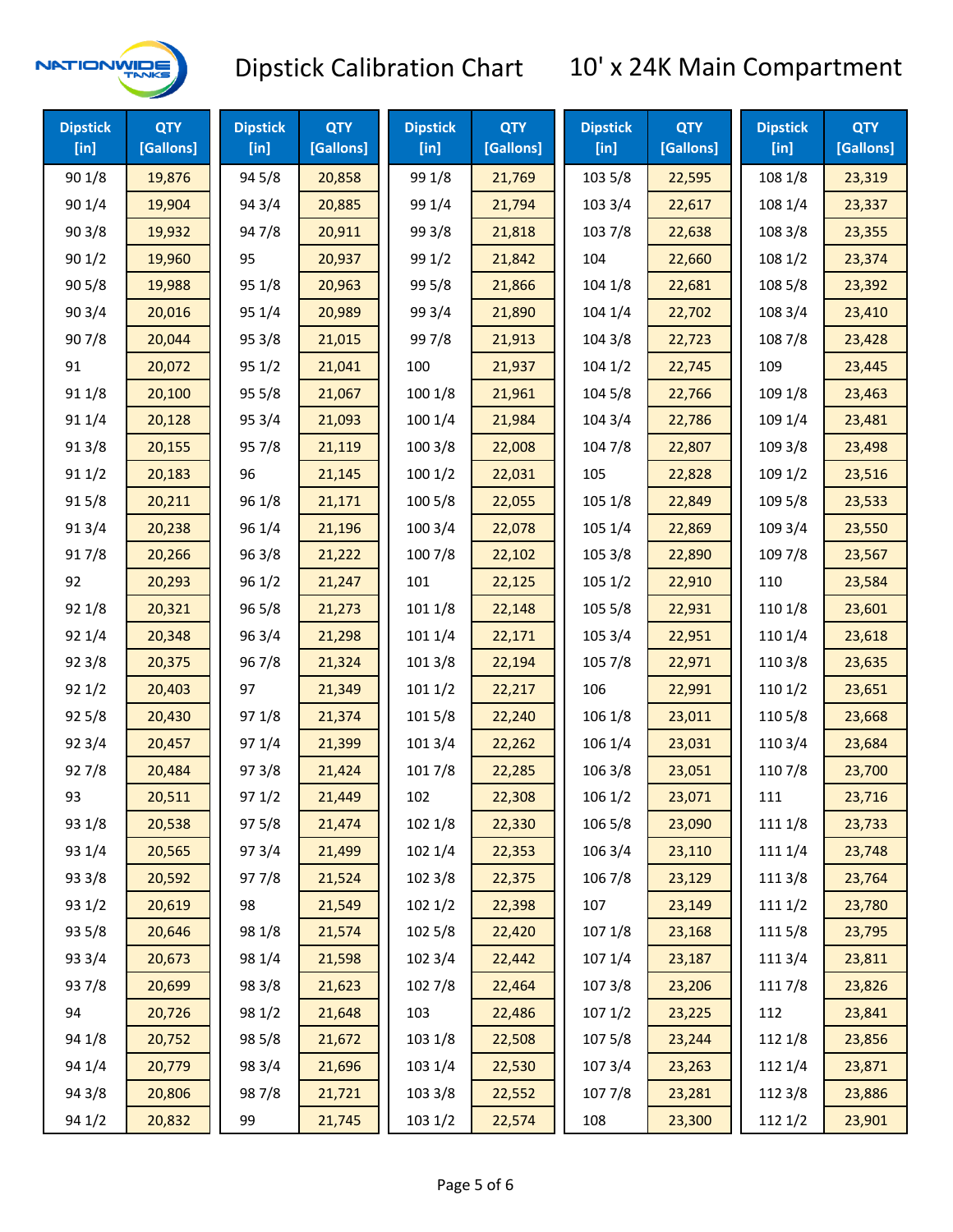# Dipstick Calibration Chart — 10' x 24K Main Compartment

| Dipstick [in] | QTY [Gallons] | Dipstick [in] | QTY [Gallons] | Dipstick [in] | QTY [Gallons] | Dipstick [in] | QTY [Gallons] | Dipstick [in] | QTY [Gallons] |
|---|---|---|---|---|---|---|---|---|---|
| 90 1/8 | 19,876 | 94 5/8 | 20,858 | 99 1/8 | 21,769 | 103 5/8 | 22,595 | 108 1/8 | 23,319 |
| 90 1/4 | 19,904 | 94 3/4 | 20,885 | 99 1/4 | 21,794 | 103 3/4 | 22,617 | 108 1/4 | 23,337 |
| 90 3/8 | 19,932 | 94 7/8 | 20,911 | 99 3/8 | 21,818 | 103 7/8 | 22,638 | 108 3/8 | 23,355 |
| 90 1/2 | 19,960 | 95 | 20,937 | 99 1/2 | 21,842 | 104 | 22,660 | 108 1/2 | 23,374 |
| 90 5/8 | 19,988 | 95 1/8 | 20,963 | 99 5/8 | 21,866 | 104 1/8 | 22,681 | 108 5/8 | 23,392 |
| 90 3/4 | 20,016 | 95 1/4 | 20,989 | 99 3/4 | 21,890 | 104 1/4 | 22,702 | 108 3/4 | 23,410 |
| 90 7/8 | 20,044 | 95 3/8 | 21,015 | 99 7/8 | 21,913 | 104 3/8 | 22,723 | 108 7/8 | 23,428 |
| 91 | 20,072 | 95 1/2 | 21,041 | 100 | 21,937 | 104 1/2 | 22,745 | 109 | 23,445 |
| 91 1/8 | 20,100 | 95 5/8 | 21,067 | 100 1/8 | 21,961 | 104 5/8 | 22,766 | 109 1/8 | 23,463 |
| 91 1/4 | 20,128 | 95 3/4 | 21,093 | 100 1/4 | 21,984 | 104 3/4 | 22,786 | 109 1/4 | 23,481 |
| 91 3/8 | 20,155 | 95 7/8 | 21,119 | 100 3/8 | 22,008 | 104 7/8 | 22,807 | 109 3/8 | 23,498 |
| 91 1/2 | 20,183 | 96 | 21,145 | 100 1/2 | 22,031 | 105 | 22,828 | 109 1/2 | 23,516 |
| 91 5/8 | 20,211 | 96 1/8 | 21,171 | 100 5/8 | 22,055 | 105 1/8 | 22,849 | 109 5/8 | 23,533 |
| 91 3/4 | 20,238 | 96 1/4 | 21,196 | 100 3/4 | 22,078 | 105 1/4 | 22,869 | 109 3/4 | 23,550 |
| 91 7/8 | 20,266 | 96 3/8 | 21,222 | 100 7/8 | 22,102 | 105 3/8 | 22,890 | 109 7/8 | 23,567 |
| 92 | 20,293 | 96 1/2 | 21,247 | 101 | 22,125 | 105 1/2 | 22,910 | 110 | 23,584 |
| 92 1/8 | 20,321 | 96 5/8 | 21,273 | 101 1/8 | 22,148 | 105 5/8 | 22,931 | 110 1/8 | 23,601 |
| 92 1/4 | 20,348 | 96 3/4 | 21,298 | 101 1/4 | 22,171 | 105 3/4 | 22,951 | 110 1/4 | 23,618 |
| 92 3/8 | 20,375 | 96 7/8 | 21,324 | 101 3/8 | 22,194 | 105 7/8 | 22,971 | 110 3/8 | 23,635 |
| 92 1/2 | 20,403 | 97 | 21,349 | 101 1/2 | 22,217 | 106 | 22,991 | 110 1/2 | 23,651 |
| 92 5/8 | 20,430 | 97 1/8 | 21,374 | 101 5/8 | 22,240 | 106 1/8 | 23,011 | 110 5/8 | 23,668 |
| 92 3/4 | 20,457 | 97 1/4 | 21,399 | 101 3/4 | 22,262 | 106 1/4 | 23,031 | 110 3/4 | 23,684 |
| 92 7/8 | 20,484 | 97 3/8 | 21,424 | 101 7/8 | 22,285 | 106 3/8 | 23,051 | 110 7/8 | 23,700 |
| 93 | 20,511 | 97 1/2 | 21,449 | 102 | 22,308 | 106 1/2 | 23,071 | 111 | 23,716 |
| 93 1/8 | 20,538 | 97 5/8 | 21,474 | 102 1/8 | 22,330 | 106 5/8 | 23,090 | 111 1/8 | 23,733 |
| 93 1/4 | 20,565 | 97 3/4 | 21,499 | 102 1/4 | 22,353 | 106 3/4 | 23,110 | 111 1/4 | 23,748 |
| 93 3/8 | 20,592 | 97 7/8 | 21,524 | 102 3/8 | 22,375 | 106 7/8 | 23,129 | 111 3/8 | 23,764 |
| 93 1/2 | 20,619 | 98 | 21,549 | 102 1/2 | 22,398 | 107 | 23,149 | 111 1/2 | 23,780 |
| 93 5/8 | 20,646 | 98 1/8 | 21,574 | 102 5/8 | 22,420 | 107 1/8 | 23,168 | 111 5/8 | 23,795 |
| 93 3/4 | 20,673 | 98 1/4 | 21,598 | 102 3/4 | 22,442 | 107 1/4 | 23,187 | 111 3/4 | 23,811 |
| 93 7/8 | 20,699 | 98 3/8 | 21,623 | 102 7/8 | 22,464 | 107 3/8 | 23,206 | 111 7/8 | 23,826 |
| 94 | 20,726 | 98 1/2 | 21,648 | 103 | 22,486 | 107 1/2 | 23,225 | 112 | 23,841 |
| 94 1/8 | 20,752 | 98 5/8 | 21,672 | 103 1/8 | 22,508 | 107 5/8 | 23,244 | 112 1/8 | 23,856 |
| 94 1/4 | 20,779 | 98 3/4 | 21,696 | 103 1/4 | 22,530 | 107 3/4 | 23,263 | 112 1/4 | 23,871 |
| 94 3/8 | 20,806 | 98 7/8 | 21,721 | 103 3/8 | 22,552 | 107 7/8 | 23,281 | 112 3/8 | 23,886 |
| 94 1/2 | 20,832 | 99 | 21,745 | 103 1/2 | 22,574 | 108 | 23,300 | 112 1/2 | 23,901 |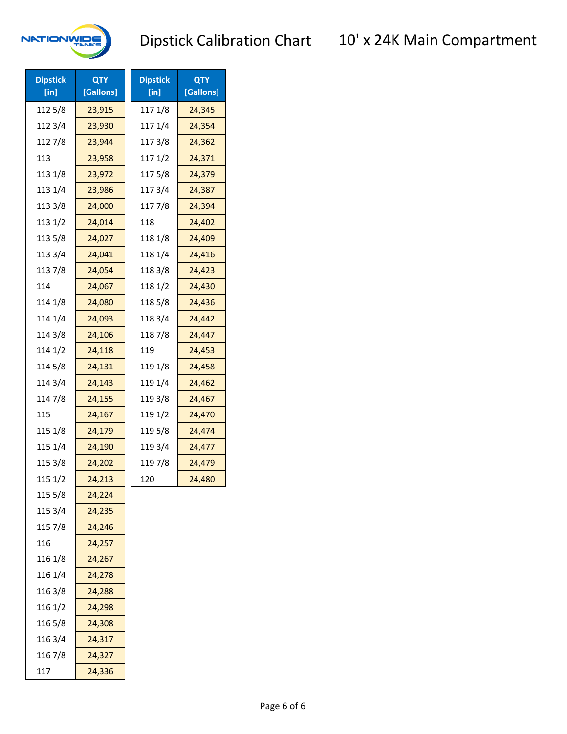# Dipstick Calibration Chart — 10' x 24K Main Compartment

| Dipstick [in] | QTY [Gallons] |
|---|---|
| 112 5/8 | 23,915 |
| 112 3/4 | 23,930 |
| 112 7/8 | 23,944 |
| 113 | 23,958 |
| 113 1/8 | 23,972 |
| 113 1/4 | 23,986 |
| 113 3/8 | 24,000 |
| 113 1/2 | 24,014 |
| 113 5/8 | 24,027 |
| 113 3/4 | 24,041 |
| 113 7/8 | 24,054 |
| 114 | 24,067 |
| 114 1/8 | 24,080 |
| 114 1/4 | 24,093 |
| 114 3/8 | 24,106 |
| 114 1/2 | 24,118 |
| 114 5/8 | 24,131 |
| 114 3/4 | 24,143 |
| 114 7/8 | 24,155 |
| 115 | 24,167 |
| 115 1/8 | 24,179 |
| 115 1/4 | 24,190 |
| 115 3/8 | 24,202 |
| 115 1/2 | 24,213 |
| 115 5/8 | 24,224 |
| 115 3/4 | 24,235 |
| 115 7/8 | 24,246 |
| 116 | 24,257 |
| 116 1/8 | 24,267 |
| 116 1/4 | 24,278 |
| 116 3/8 | 24,288 |
| 116 1/2 | 24,298 |
| 116 5/8 | 24,308 |
| 116 3/4 | 24,317 |
| 116 7/8 | 24,327 |
| 117 | 24,336 |
| 117 1/8 | 24,345 |
| 117 1/4 | 24,354 |
| 117 3/8 | 24,362 |
| 117 1/2 | 24,371 |
| 117 5/8 | 24,379 |
| 117 3/4 | 24,387 |
| 117 7/8 | 24,394 |
| 118 | 24,402 |
| 118 1/8 | 24,409 |
| 118 1/4 | 24,416 |
| 118 3/8 | 24,423 |
| 118 1/2 | 24,430 |
| 118 5/8 | 24,436 |
| 118 3/4 | 24,442 |
| 118 7/8 | 24,447 |
| 119 | 24,453 |
| 119 1/8 | 24,458 |
| 119 1/4 | 24,462 |
| 119 3/8 | 24,467 |
| 119 1/2 | 24,470 |
| 119 5/8 | 24,474 |
| 119 3/4 | 24,477 |
| 119 7/8 | 24,479 |
| 120 | 24,480 |